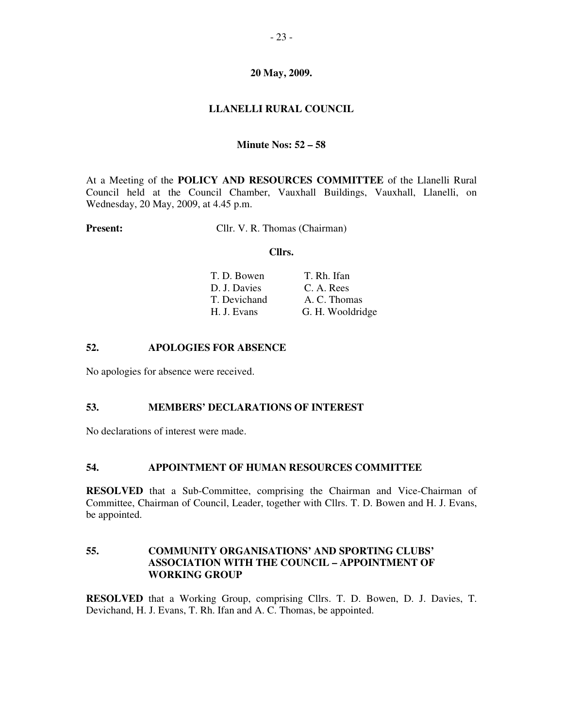**20 May, 2009.**

**LLANELLI RURAL COUNCIL**

**Minute Nos: 52 – 58**

At a Meeting of the **POLICY AND RESOURCES COMMITTEE** of the Llanelli Rural Council held at the Council Chamber, Vauxhall Buildings, Vauxhall, Llanelli, on Wednesday, 20 May, 2009, at 4.45 p.m.

**Present:** Cllr. V. R. Thomas (Chairman)

**Cllrs.**

| | |
|---|---|
| T. D. Bowen | T. Rh. Ifan |
| D. J. Davies | C. A. Rees |
| T. Devichand | A. C. Thomas |
| H. J. Evans | G. H. Wooldridge |

## 52. APOLOGIES FOR ABSENCE

No apologies for absence were received.

## 53. MEMBERS' DECLARATIONS OF INTEREST

No declarations of interest were made.

## 54. APPOINTMENT OF HUMAN RESOURCES COMMITTEE

**RESOLVED** that a Sub-Committee, comprising the Chairman and Vice-Chairman of Committee, Chairman of Council, Leader, together with Cllrs. T. D. Bowen and H. J. Evans, be appointed.

## 55. COMMUNITY ORGANISATIONS' AND SPORTING CLUBS' ASSOCIATION WITH THE COUNCIL – APPOINTMENT OF WORKING GROUP

**RESOLVED** that a Working Group, comprising Cllrs. T. D. Bowen, D. J. Davies, T. Devichand, H. J. Evans, T. Rh. Ifan and A. C. Thomas, be appointed.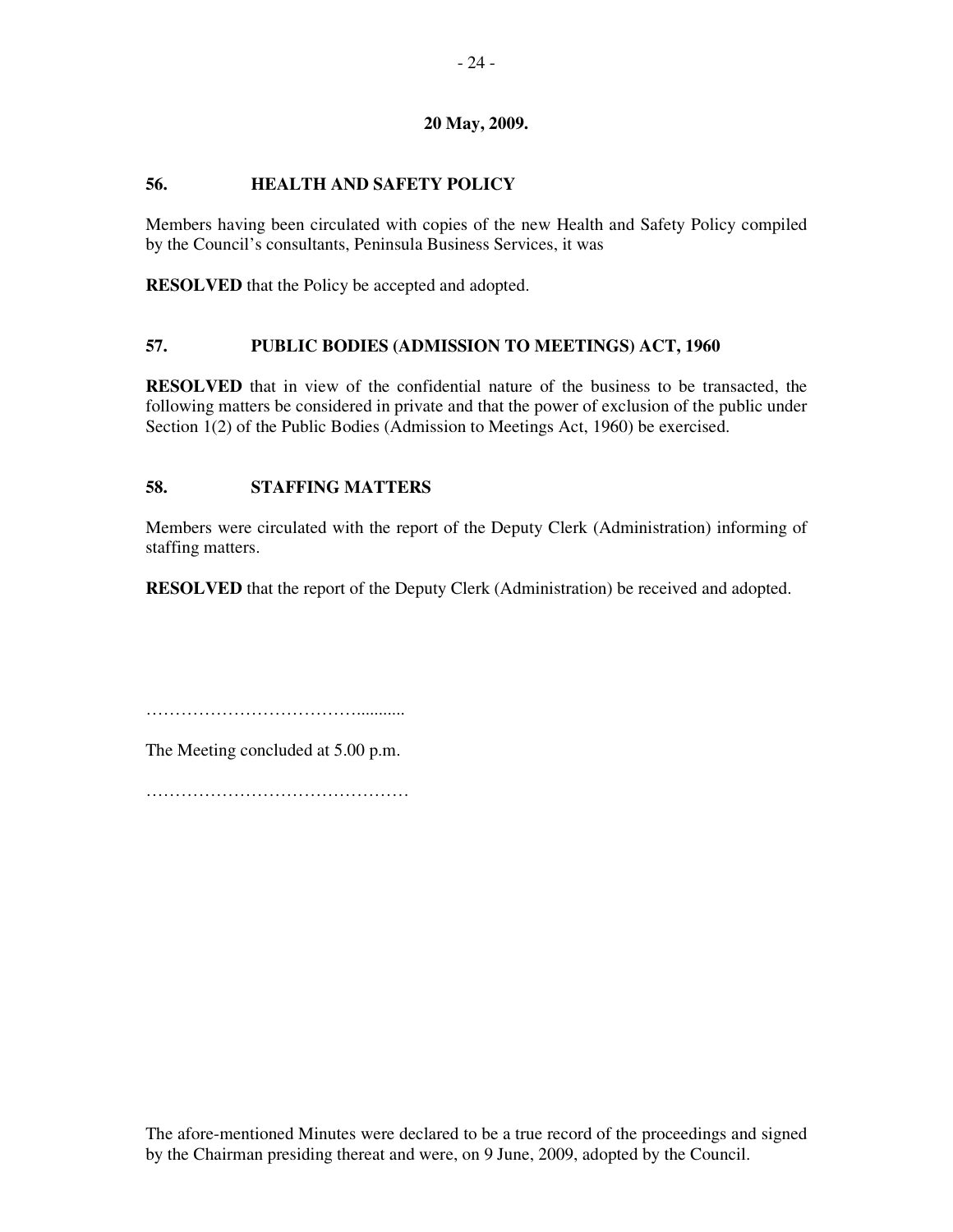**20 May, 2009.**

## 56. HEALTH AND SAFETY POLICY

Members having been circulated with copies of the new Health and Safety Policy compiled by the Council's consultants, Peninsula Business Services, it was

**RESOLVED** that the Policy be accepted and adopted.

## 57. PUBLIC BODIES (ADMISSION TO MEETINGS) ACT, 1960

**RESOLVED** that in view of the confidential nature of the business to be transacted, the following matters be considered in private and that the power of exclusion of the public under Section 1(2) of the Public Bodies (Admission to Meetings Act, 1960) be exercised.

## 58. STAFFING MATTERS

Members were circulated with the report of the Deputy Clerk (Administration) informing of staffing matters.

**RESOLVED** that the report of the Deputy Clerk (Administration) be received and adopted.

………………………………..........

The Meeting concluded at 5.00 p.m.

………………………………………

The afore-mentioned Minutes were declared to be a true record of the proceedings and signed by the Chairman presiding thereat and were, on 9 June, 2009, adopted by the Council.